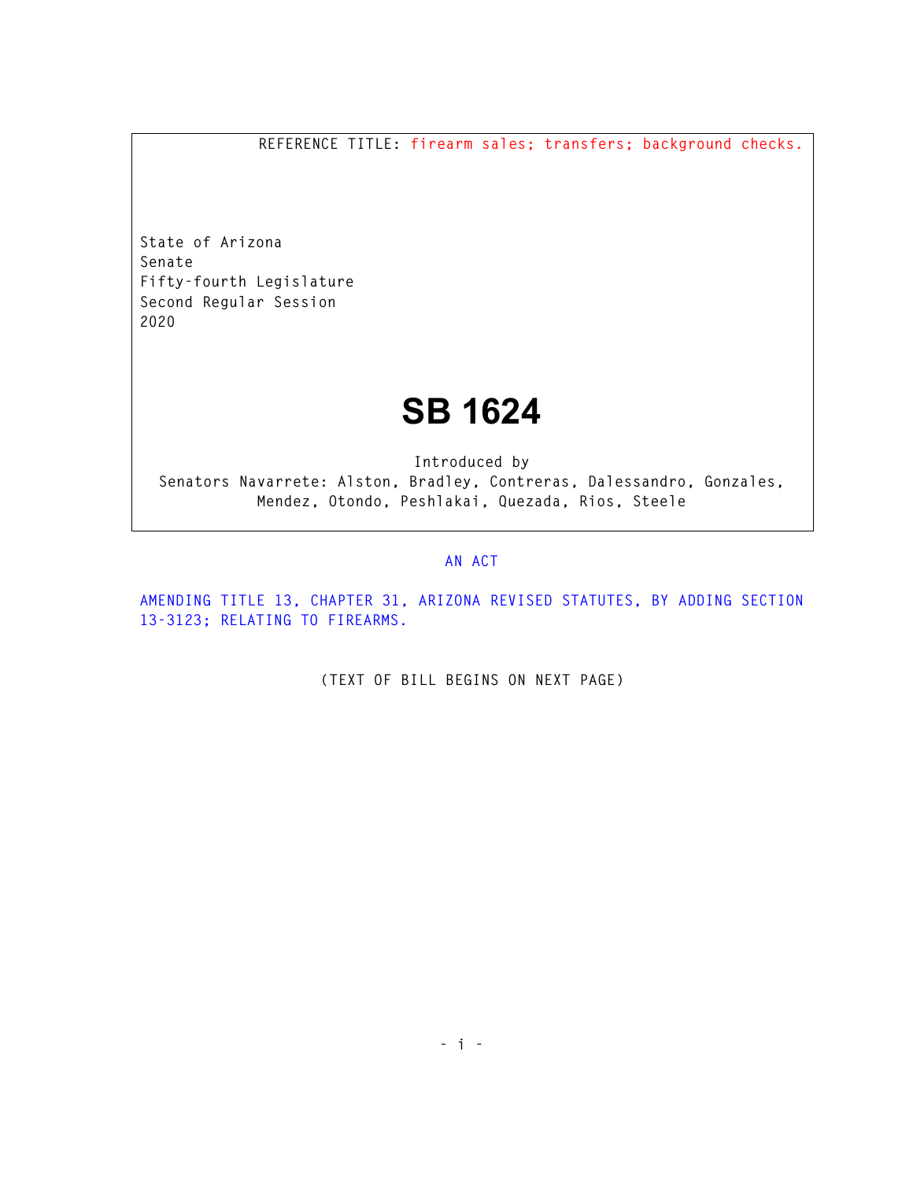REFERENCE TITLE: firearm sales; transfers; background checks.

State of Arizona
Senate
Fifty-fourth Legislature
Second Regular Session
2020

# SB 1624

Introduced by
Senators Navarrete: Alston, Bradley, Contreras, Dalessandro, Gonzales, Mendez, Otondo, Peshlakai, Quezada, Rios, Steele

AN ACT

AMENDING TITLE 13, CHAPTER 31, ARIZONA REVISED STATUTES, BY ADDING SECTION 13-3123; RELATING TO FIREARMS.

(TEXT OF BILL BEGINS ON NEXT PAGE)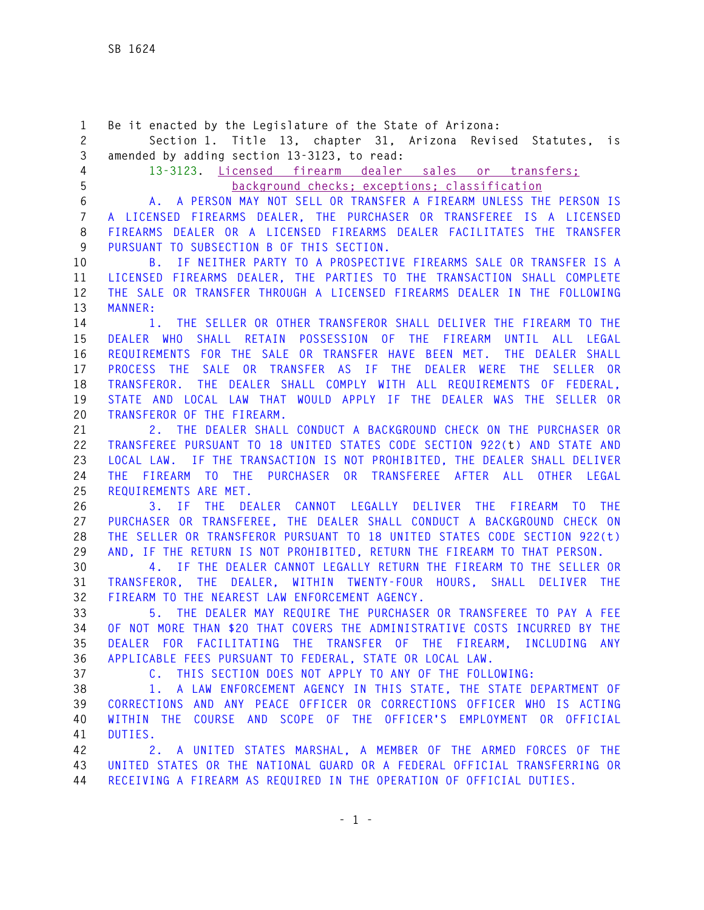Be it enacted by the Legislature of the State of Arizona:

Section 1. Title 13, chapter 31, Arizona Revised Statutes, is amended by adding section 13-3123, to read:

13-3123. Licensed firearm dealer sales or transfers; background checks; exceptions; classification

A. A PERSON MAY NOT SELL OR TRANSFER A FIREARM UNLESS THE PERSON IS A LICENSED FIREARMS DEALER, THE PURCHASER OR TRANSFEREE IS A LICENSED FIREARMS DEALER OR A LICENSED FIREARMS DEALER FACILITATES THE TRANSFER PURSUANT TO SUBSECTION B OF THIS SECTION.

B. IF NEITHER PARTY TO A PROSPECTIVE FIREARMS SALE OR TRANSFER IS A LICENSED FIREARMS DEALER, THE PARTIES TO THE TRANSACTION SHALL COMPLETE THE SALE OR TRANSFER THROUGH A LICENSED FIREARMS DEALER IN THE FOLLOWING MANNER:

1. THE SELLER OR OTHER TRANSFEROR SHALL DELIVER THE FIREARM TO THE DEALER WHO SHALL RETAIN POSSESSION OF THE FIREARM UNTIL ALL LEGAL REQUIREMENTS FOR THE SALE OR TRANSFER HAVE BEEN MET. THE DEALER SHALL PROCESS THE SALE OR TRANSFER AS IF THE DEALER WERE THE SELLER OR TRANSFEROR. THE DEALER SHALL COMPLY WITH ALL REQUIREMENTS OF FEDERAL, STATE AND LOCAL LAW THAT WOULD APPLY IF THE DEALER WAS THE SELLER OR TRANSFEROR OF THE FIREARM.

2. THE DEALER SHALL CONDUCT A BACKGROUND CHECK ON THE PURCHASER OR TRANSFEREE PURSUANT TO 18 UNITED STATES CODE SECTION 922(t) AND STATE AND LOCAL LAW. IF THE TRANSACTION IS NOT PROHIBITED, THE DEALER SHALL DELIVER THE FIREARM TO THE PURCHASER OR TRANSFEREE AFTER ALL OTHER LEGAL REQUIREMENTS ARE MET.

3. IF THE DEALER CANNOT LEGALLY DELIVER THE FIREARM TO THE PURCHASER OR TRANSFEREE, THE DEALER SHALL CONDUCT A BACKGROUND CHECK ON THE SELLER OR TRANSFEROR PURSUANT TO 18 UNITED STATES CODE SECTION 922(t) AND, IF THE RETURN IS NOT PROHIBITED, RETURN THE FIREARM TO THAT PERSON.

4. IF THE DEALER CANNOT LEGALLY RETURN THE FIREARM TO THE SELLER OR TRANSFEROR, THE DEALER, WITHIN TWENTY-FOUR HOURS, SHALL DELIVER THE FIREARM TO THE NEAREST LAW ENFORCEMENT AGENCY.

5. THE DEALER MAY REQUIRE THE PURCHASER OR TRANSFEREE TO PAY A FEE OF NOT MORE THAN $20 THAT COVERS THE ADMINISTRATIVE COSTS INCURRED BY THE DEALER FOR FACILITATING THE TRANSFER OF THE FIREARM, INCLUDING ANY APPLICABLE FEES PURSUANT TO FEDERAL, STATE OR LOCAL LAW.

C. THIS SECTION DOES NOT APPLY TO ANY OF THE FOLLOWING:

1. A LAW ENFORCEMENT AGENCY IN THIS STATE, THE STATE DEPARTMENT OF CORRECTIONS AND ANY PEACE OFFICER OR CORRECTIONS OFFICER WHO IS ACTING WITHIN THE COURSE AND SCOPE OF THE OFFICER'S EMPLOYMENT OR OFFICIAL DUTIES.

2. A UNITED STATES MARSHAL, A MEMBER OF THE ARMED FORCES OF THE UNITED STATES OR THE NATIONAL GUARD OR A FEDERAL OFFICIAL TRANSFERRING OR RECEIVING A FIREARM AS REQUIRED IN THE OPERATION OF OFFICIAL DUTIES.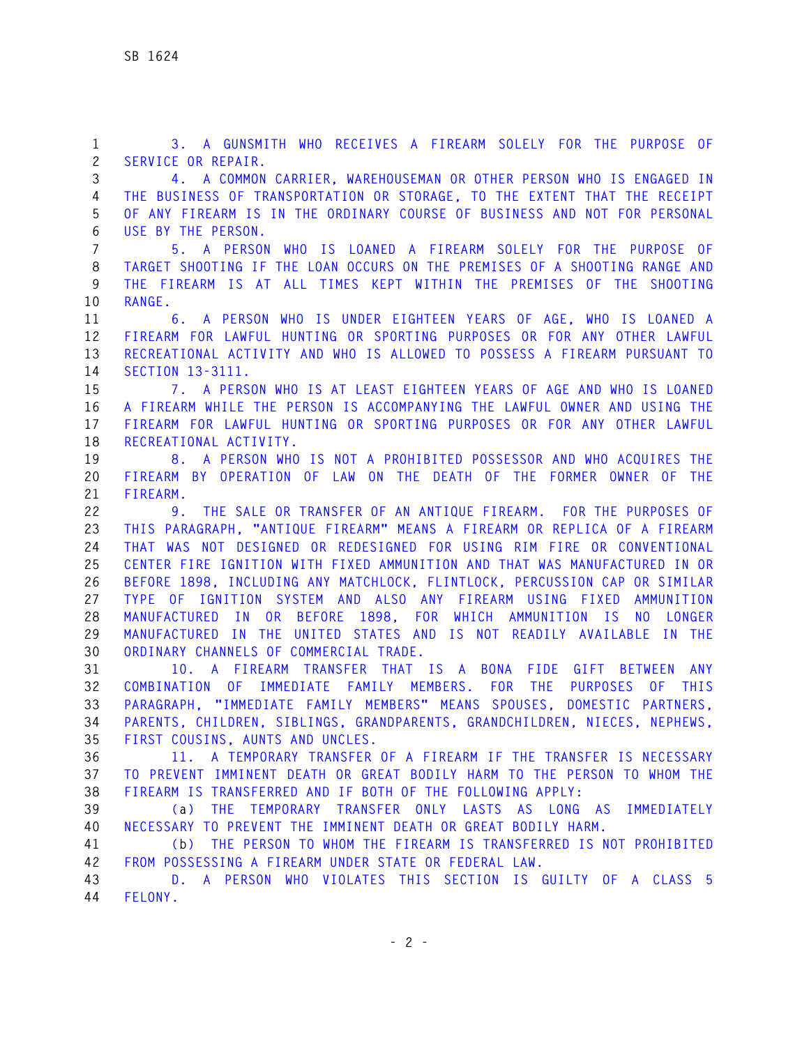3. A GUNSMITH WHO RECEIVES A FIREARM SOLELY FOR THE PURPOSE OF SERVICE OR REPAIR.

4. A COMMON CARRIER, WAREHOUSEMAN OR OTHER PERSON WHO IS ENGAGED IN THE BUSINESS OF TRANSPORTATION OR STORAGE, TO THE EXTENT THAT THE RECEIPT OF ANY FIREARM IS IN THE ORDINARY COURSE OF BUSINESS AND NOT FOR PERSONAL USE BY THE PERSON.

5. A PERSON WHO IS LOANED A FIREARM SOLELY FOR THE PURPOSE OF TARGET SHOOTING IF THE LOAN OCCURS ON THE PREMISES OF A SHOOTING RANGE AND THE FIREARM IS AT ALL TIMES KEPT WITHIN THE PREMISES OF THE SHOOTING RANGE.

6. A PERSON WHO IS UNDER EIGHTEEN YEARS OF AGE, WHO IS LOANED A FIREARM FOR LAWFUL HUNTING OR SPORTING PURPOSES OR FOR ANY OTHER LAWFUL RECREATIONAL ACTIVITY AND WHO IS ALLOWED TO POSSESS A FIREARM PURSUANT TO SECTION 13-3111.

7. A PERSON WHO IS AT LEAST EIGHTEEN YEARS OF AGE AND WHO IS LOANED A FIREARM WHILE THE PERSON IS ACCOMPANYING THE LAWFUL OWNER AND USING THE FIREARM FOR LAWFUL HUNTING OR SPORTING PURPOSES OR FOR ANY OTHER LAWFUL RECREATIONAL ACTIVITY.

8. A PERSON WHO IS NOT A PROHIBITED POSSESSOR AND WHO ACQUIRES THE FIREARM BY OPERATION OF LAW ON THE DEATH OF THE FORMER OWNER OF THE FIREARM.

9. THE SALE OR TRANSFER OF AN ANTIQUE FIREARM. FOR THE PURPOSES OF THIS PARAGRAPH, "ANTIQUE FIREARM" MEANS A FIREARM OR REPLICA OF A FIREARM THAT WAS NOT DESIGNED OR REDESIGNED FOR USING RIM FIRE OR CONVENTIONAL CENTER FIRE IGNITION WITH FIXED AMMUNITION AND THAT WAS MANUFACTURED IN OR BEFORE 1898, INCLUDING ANY MATCHLOCK, FLINTLOCK, PERCUSSION CAP OR SIMILAR TYPE OF IGNITION SYSTEM AND ALSO ANY FIREARM USING FIXED AMMUNITION MANUFACTURED IN OR BEFORE 1898, FOR WHICH AMMUNITION IS NO LONGER MANUFACTURED IN THE UNITED STATES AND IS NOT READILY AVAILABLE IN THE ORDINARY CHANNELS OF COMMERCIAL TRADE.

10. A FIREARM TRANSFER THAT IS A BONA FIDE GIFT BETWEEN ANY COMBINATION OF IMMEDIATE FAMILY MEMBERS. FOR THE PURPOSES OF THIS PARAGRAPH, "IMMEDIATE FAMILY MEMBERS" MEANS SPOUSES, DOMESTIC PARTNERS, PARENTS, CHILDREN, SIBLINGS, GRANDPARENTS, GRANDCHILDREN, NIECES, NEPHEWS, FIRST COUSINS, AUNTS AND UNCLES.

11. A TEMPORARY TRANSFER OF A FIREARM IF THE TRANSFER IS NECESSARY TO PREVENT IMMINENT DEATH OR GREAT BODILY HARM TO THE PERSON TO WHOM THE FIREARM IS TRANSFERRED AND IF BOTH OF THE FOLLOWING APPLY:

(a) THE TEMPORARY TRANSFER ONLY LASTS AS LONG AS IMMEDIATELY NECESSARY TO PREVENT THE IMMINENT DEATH OR GREAT BODILY HARM.

(b) THE PERSON TO WHOM THE FIREARM IS TRANSFERRED IS NOT PROHIBITED FROM POSSESSING A FIREARM UNDER STATE OR FEDERAL LAW.

D. A PERSON WHO VIOLATES THIS SECTION IS GUILTY OF A CLASS 5 FELONY.